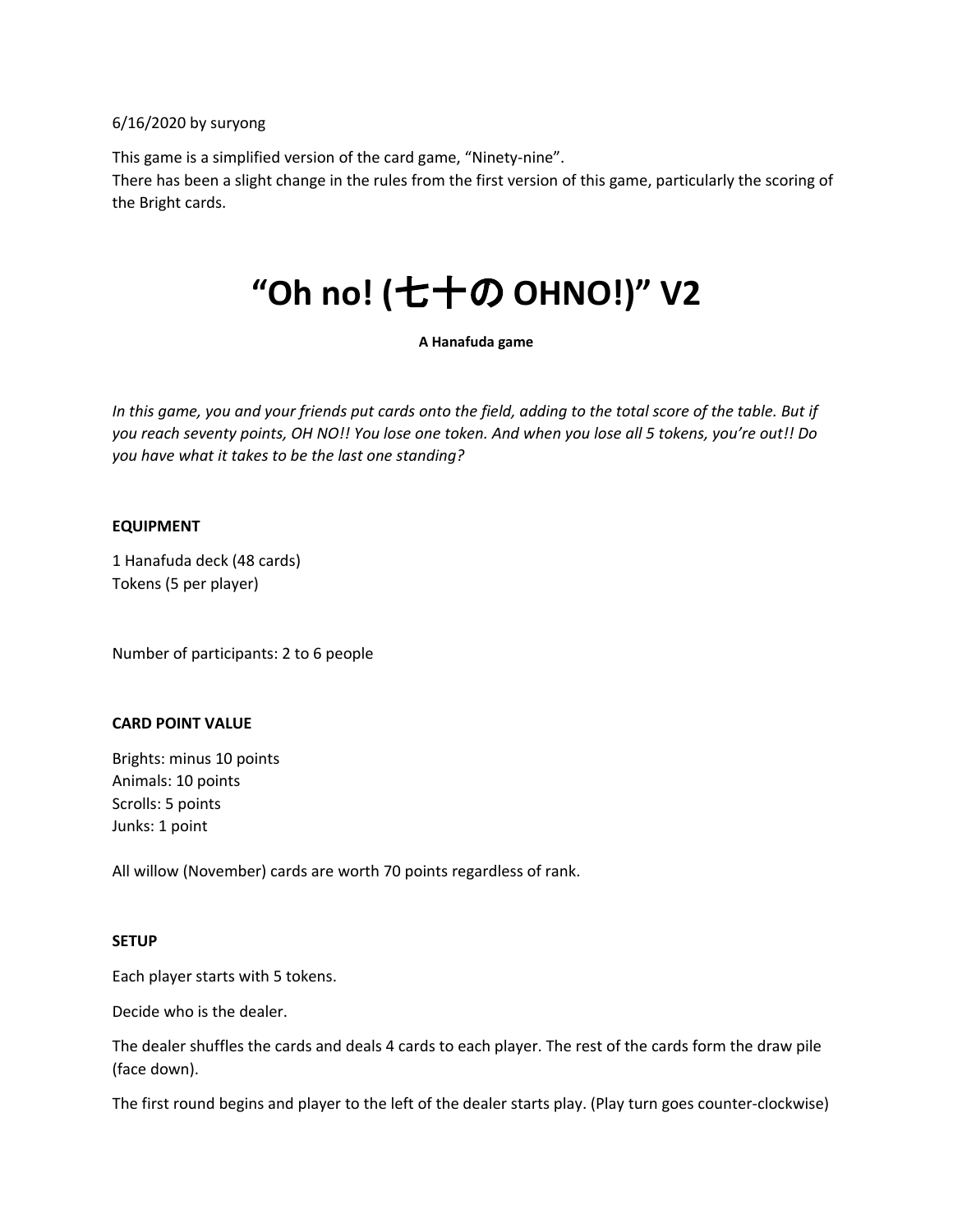6/16/2020 by suryong

This game is a simplified version of the card game, “Ninety-nine”.
There has been a slight change in the rules from the first version of this game, particularly the scoring of the Bright cards.

# “Oh no! (七十の OHNO!)” V2

**A Hanafuda game**

*In this game, you and your friends put cards onto the field, adding to the total score of the table. But if you reach seventy points, OH NO!! You lose one token. And when you lose all 5 tokens, you’re out!! Do you have what it takes to be the last one standing?*

**EQUIPMENT**

1 Hanafuda deck (48 cards)
Tokens (5 per player)

Number of participants: 2 to 6 people

**CARD POINT VALUE**

Brights: minus 10 points
Animals: 10 points
Scrolls: 5 points
Junks: 1 point

All willow (November) cards are worth 70 points regardless of rank.

**SETUP**

Each player starts with 5 tokens.

Decide who is the dealer.

The dealer shuffles the cards and deals 4 cards to each player. The rest of the cards form the draw pile (face down).

The first round begins and player to the left of the dealer starts play. (Play turn goes counter-clockwise)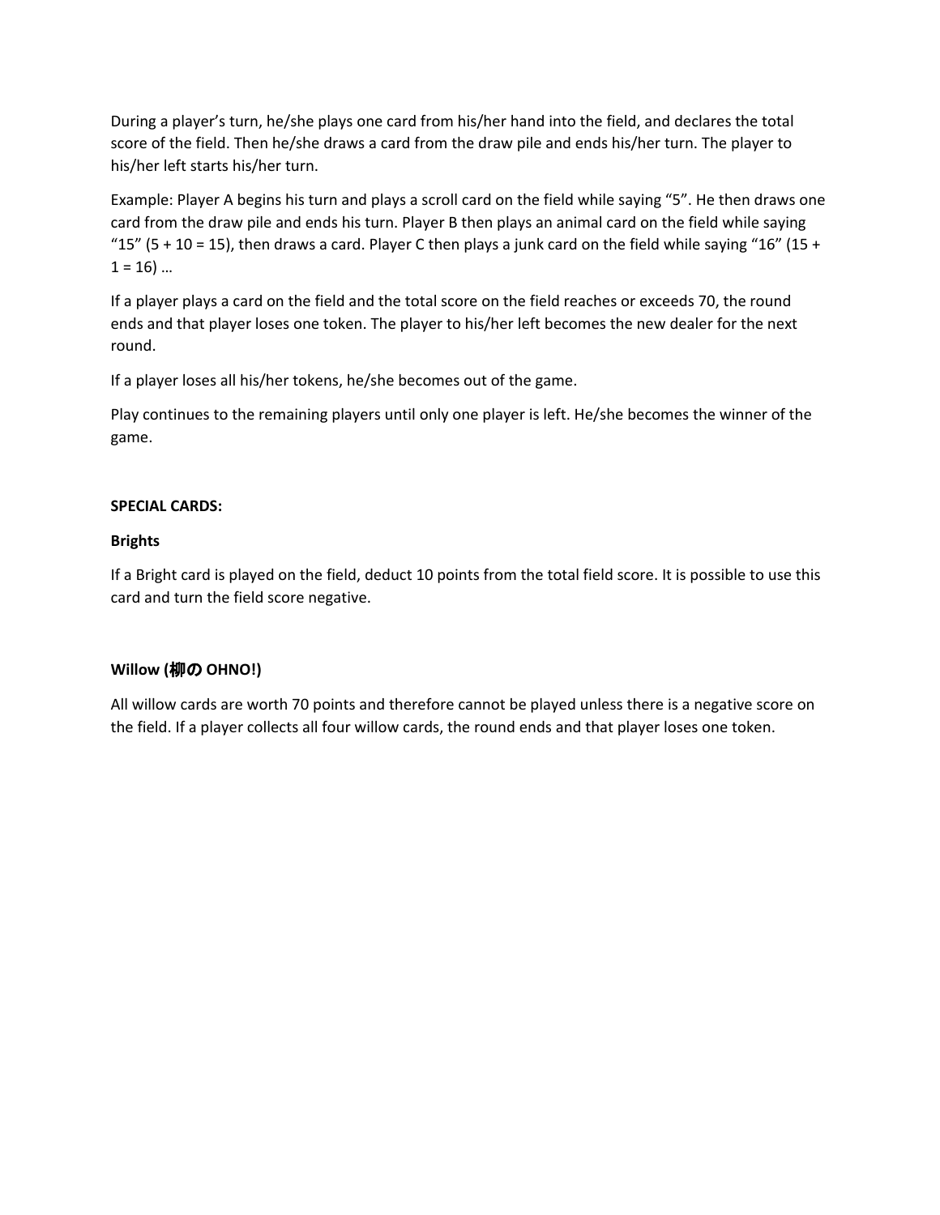During a player's turn, he/she plays one card from his/her hand into the field, and declares the total score of the field. Then he/she draws a card from the draw pile and ends his/her turn. The player to his/her left starts his/her turn.

Example: Player A begins his turn and plays a scroll card on the field while saying "5". He then draws one card from the draw pile and ends his turn. Player B then plays an animal card on the field while saying "15" (5 + 10 = 15), then draws a card. Player C then plays a junk card on the field while saying "16" (15 + 1 = 16) …

If a player plays a card on the field and the total score on the field reaches or exceeds 70, the round ends and that player loses one token. The player to his/her left becomes the new dealer for the next round.

If a player loses all his/her tokens, he/she becomes out of the game.

Play continues to the remaining players until only one player is left. He/she becomes the winner of the game.

**SPECIAL CARDS:**

**Brights**

If a Bright card is played on the field, deduct 10 points from the total field score. It is possible to use this card and turn the field score negative.

**Willow (柳の OHNO!)**

All willow cards are worth 70 points and therefore cannot be played unless there is a negative score on the field. If a player collects all four willow cards, the round ends and that player loses one token.